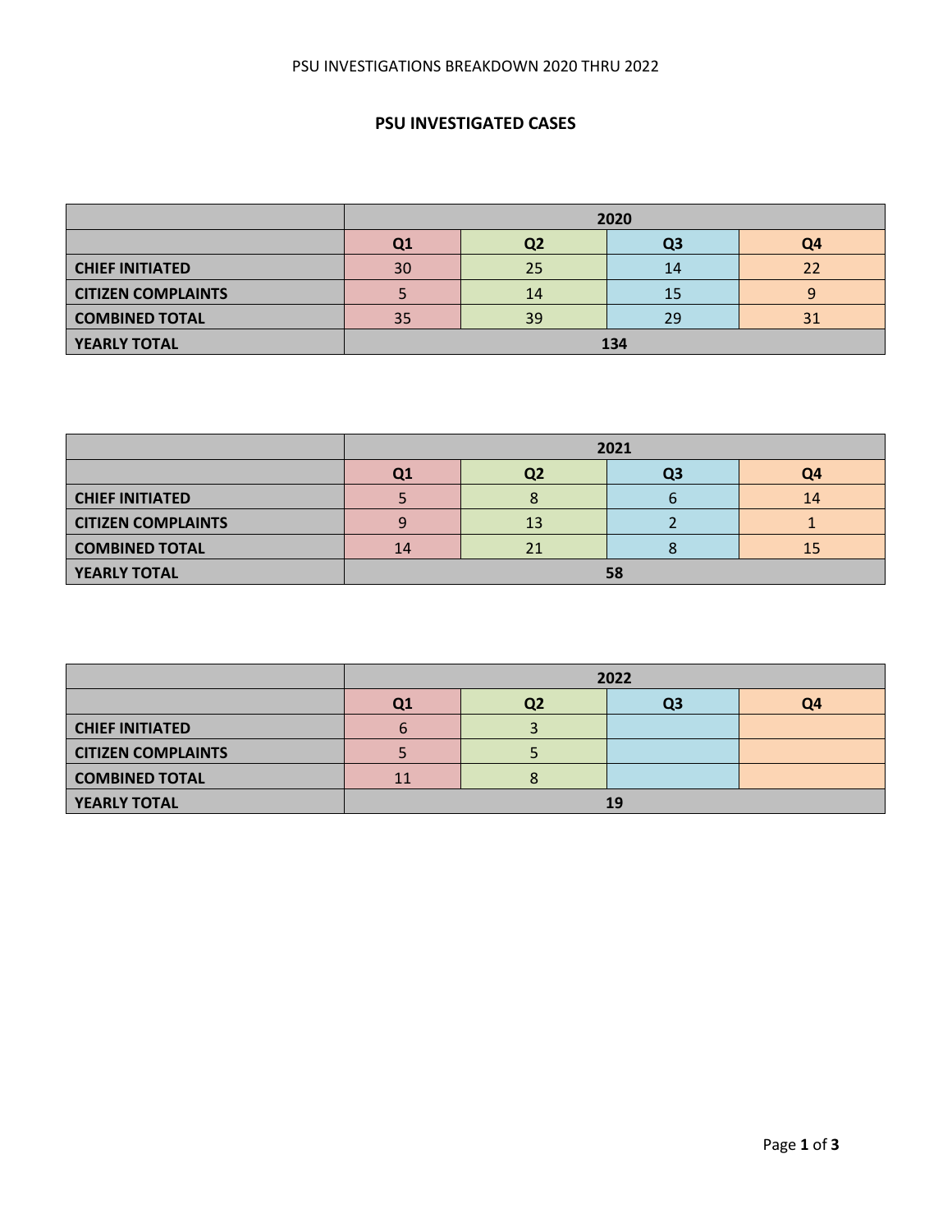PSU INVESTIGATIONS BREAKDOWN 2020 THRU 2022

## PSU INVESTIGATED CASES

| | 2020 | | | |
|---|---|---|---|---|
| | Q1 | Q2 | Q3 | Q4 |
| **CHIEF INITIATED** | 30 | 25 | 14 | 22 |
| **CITIZEN COMPLAINTS** | 5 | 14 | 15 | 9 |
| **COMBINED TOTAL** | 35 | 39 | 29 | 31 |
| **YEARLY TOTAL** | **134** | | | |

| | 2021 | | | |
|---|---|---|---|---|
| | Q1 | Q2 | Q3 | Q4 |
| **CHIEF INITIATED** | 5 | 8 | 6 | 14 |
| **CITIZEN COMPLAINTS** | 9 | 13 | 2 | 1 |
| **COMBINED TOTAL** | 14 | 21 | 8 | 15 |
| **YEARLY TOTAL** | **58** | | | |

| | 2022 | | | |
|---|---|---|---|---|
| | Q1 | Q2 | Q3 | Q4 |
| **CHIEF INITIATED** | 6 | 3 | | |
| **CITIZEN COMPLAINTS** | 5 | 5 | | |
| **COMBINED TOTAL** | 11 | 8 | | |
| **YEARLY TOTAL** | **19** | | | |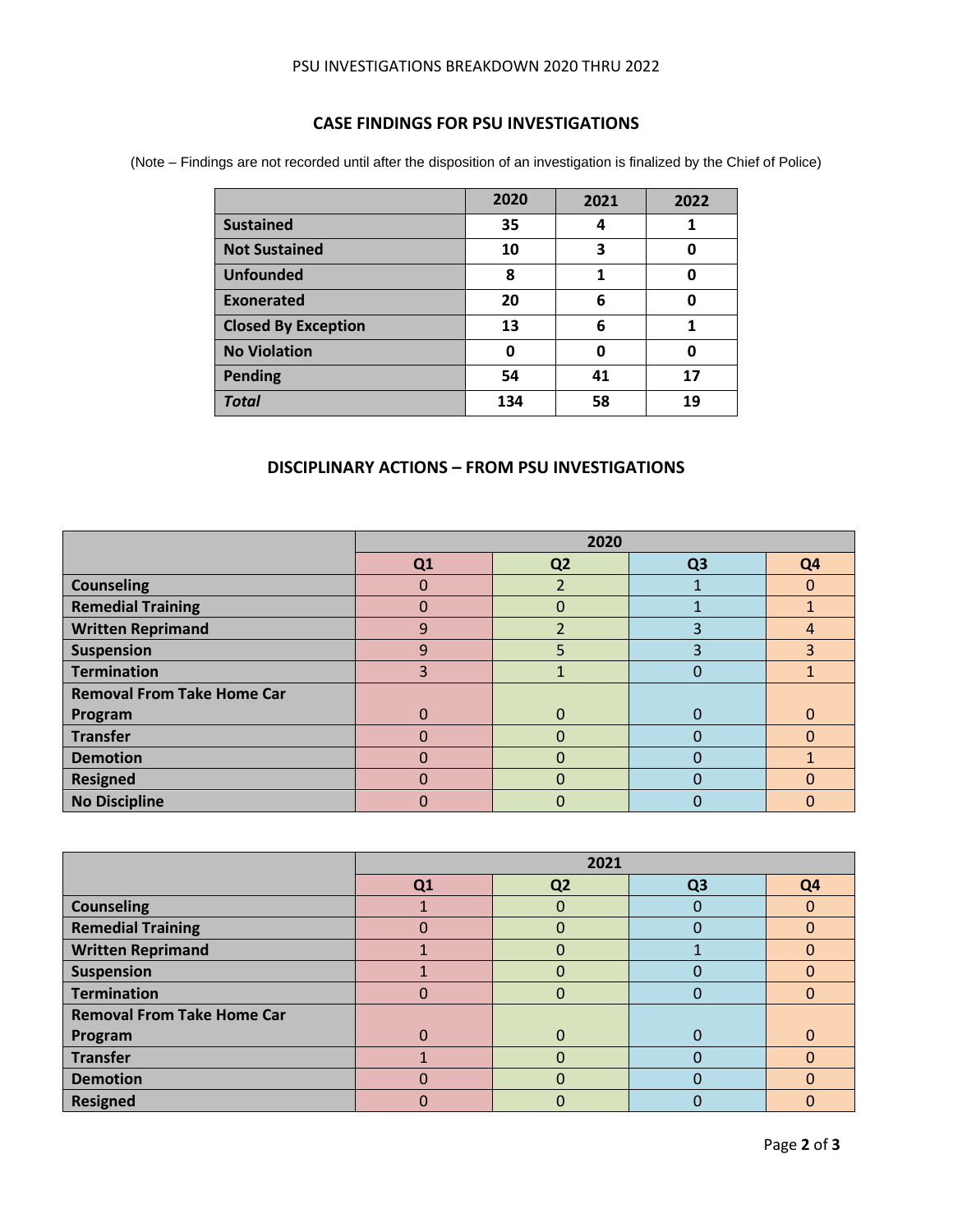PSU INVESTIGATIONS BREAKDOWN 2020 THRU 2022

## CASE FINDINGS FOR PSU INVESTIGATIONS

(Note – Findings are not recorded until after the disposition of an investigation is finalized by the Chief of Police)

| | 2020 | 2021 | 2022 |
|---|---|---|---|
| **Sustained** | **35** | **4** | **1** |
| **Not Sustained** | **10** | **3** | **0** |
| **Unfounded** | **8** | **1** | **0** |
| **Exonerated** | **20** | **6** | **0** |
| **Closed By Exception** | **13** | **6** | **1** |
| **No Violation** | **0** | **0** | **0** |
| **Pending** | **54** | **41** | **17** |
| ***Total*** | **134** | **58** | **19** |

## DISCIPLINARY ACTIONS – FROM PSU INVESTIGATIONS

| | 2020 | | | |
|---|---|---|---|---|
| | **Q1** | **Q2** | **Q3** | **Q4** |
| **Counseling** | 0 | 2 | 1 | 0 |
| **Remedial Training** | 0 | 0 | 1 | 1 |
| **Written Reprimand** | 9 | 2 | 3 | 4 |
| **Suspension** | 9 | 5 | 3 | 3 |
| **Termination** | 3 | 1 | 0 | 1 |
| **Removal From Take Home Car Program** | 0 | 0 | 0 | 0 |
| **Transfer** | 0 | 0 | 0 | 0 |
| **Demotion** | 0 | 0 | 0 | 1 |
| **Resigned** | 0 | 0 | 0 | 0 |
| **No Discipline** | 0 | 0 | 0 | 0 |

| | 2021 | | | |
|---|---|---|---|---|
| | **Q1** | **Q2** | **Q3** | **Q4** |
| **Counseling** | 1 | 0 | 0 | 0 |
| **Remedial Training** | 0 | 0 | 0 | 0 |
| **Written Reprimand** | 1 | 0 | 1 | 0 |
| **Suspension** | 1 | 0 | 0 | 0 |
| **Termination** | 0 | 0 | 0 | 0 |
| **Removal From Take Home Car Program** | 0 | 0 | 0 | 0 |
| **Transfer** | 1 | 0 | 0 | 0 |
| **Demotion** | 0 | 0 | 0 | 0 |
| **Resigned** | 0 | 0 | 0 | 0 |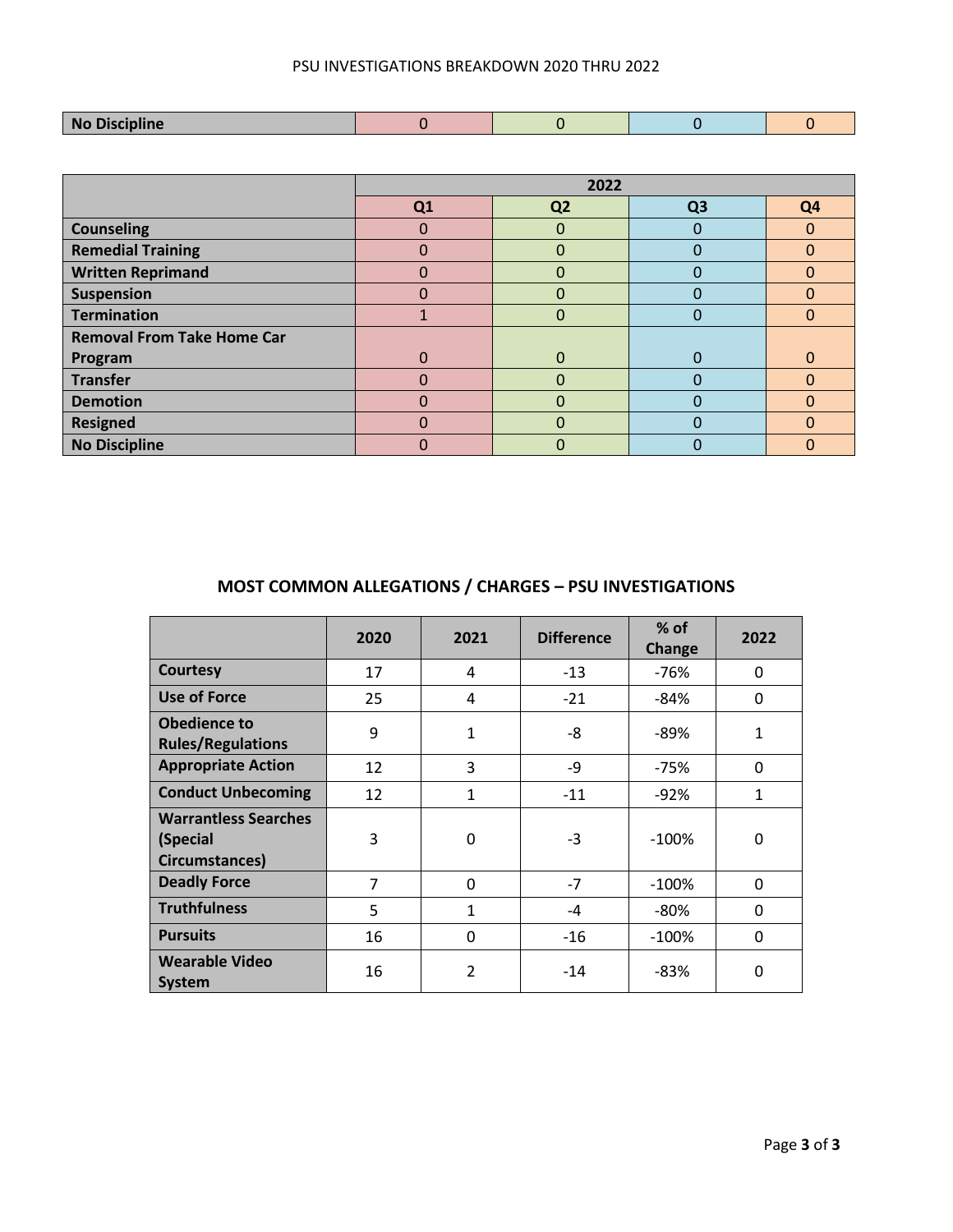| | | | | |
|---|---|---|---|---|
| **No Discipline** | 0 | 0 | 0 | 0 |

| | 2022 | | | |
|---|---|---|---|---|
| | **Q1** | **Q2** | **Q3** | **Q4** |
| **Counseling** | 0 | 0 | 0 | 0 |
| **Remedial Training** | 0 | 0 | 0 | 0 |
| **Written Reprimand** | 0 | 0 | 0 | 0 |
| **Suspension** | 0 | 0 | 0 | 0 |
| **Termination** | 1 | 0 | 0 | 0 |
| **Removal From Take Home Car Program** | 0 | 0 | 0 | 0 |
| **Transfer** | 0 | 0 | 0 | 0 |
| **Demotion** | 0 | 0 | 0 | 0 |
| **Resigned** | 0 | 0 | 0 | 0 |
| **No Discipline** | 0 | 0 | 0 | 0 |

## MOST COMMON ALLEGATIONS / CHARGES – PSU INVESTIGATIONS

| | 2020 | 2021 | Difference | % of Change | 2022 |
|---|---|---|---|---|---|
| **Courtesy** | 17 | 4 | -13 | -76% | 0 |
| **Use of Force** | 25 | 4 | -21 | -84% | 0 |
| **Obedience to Rules/Regulations** | 9 | 1 | -8 | -89% | 1 |
| **Appropriate Action** | 12 | 3 | -9 | -75% | 0 |
| **Conduct Unbecoming** | 12 | 1 | -11 | -92% | 1 |
| **Warrantless Searches (Special Circumstances)** | 3 | 0 | -3 | -100% | 0 |
| **Deadly Force** | 7 | 0 | -7 | -100% | 0 |
| **Truthfulness** | 5 | 1 | -4 | -80% | 0 |
| **Pursuits** | 16 | 0 | -16 | -100% | 0 |
| **Wearable Video System** | 16 | 2 | -14 | -83% | 0 |